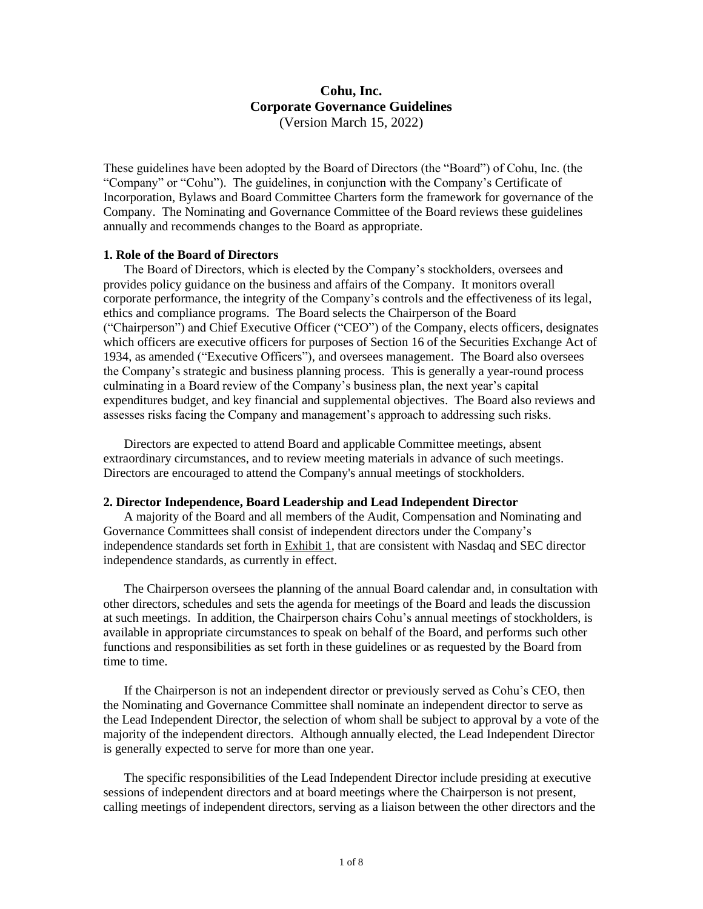# Cohu, Inc.
## Corporate Governance Guidelines
(Version March 15, 2022)

These guidelines have been adopted by the Board of Directors (the "Board") of Cohu, Inc. (the "Company" or "Cohu"). The guidelines, in conjunction with the Company's Certificate of Incorporation, Bylaws and Board Committee Charters form the framework for governance of the Company. The Nominating and Governance Committee of the Board reviews these guidelines annually and recommends changes to the Board as appropriate.

### 1. Role of the Board of Directors

The Board of Directors, which is elected by the Company's stockholders, oversees and provides policy guidance on the business and affairs of the Company. It monitors overall corporate performance, the integrity of the Company's controls and the effectiveness of its legal, ethics and compliance programs. The Board selects the Chairperson of the Board ("Chairperson") and Chief Executive Officer ("CEO") of the Company, elects officers, designates which officers are executive officers for purposes of Section 16 of the Securities Exchange Act of 1934, as amended ("Executive Officers"), and oversees management. The Board also oversees the Company's strategic and business planning process. This is generally a year-round process culminating in a Board review of the Company's business plan, the next year's capital expenditures budget, and key financial and supplemental objectives. The Board also reviews and assesses risks facing the Company and management's approach to addressing such risks.

Directors are expected to attend Board and applicable Committee meetings, absent extraordinary circumstances, and to review meeting materials in advance of such meetings. Directors are encouraged to attend the Company's annual meetings of stockholders.

### 2. Director Independence, Board Leadership and Lead Independent Director

A majority of the Board and all members of the Audit, Compensation and Nominating and Governance Committees shall consist of independent directors under the Company's independence standards set forth in Exhibit 1, that are consistent with Nasdaq and SEC director independence standards, as currently in effect.

The Chairperson oversees the planning of the annual Board calendar and, in consultation with other directors, schedules and sets the agenda for meetings of the Board and leads the discussion at such meetings. In addition, the Chairperson chairs Cohu's annual meetings of stockholders, is available in appropriate circumstances to speak on behalf of the Board, and performs such other functions and responsibilities as set forth in these guidelines or as requested by the Board from time to time.

If the Chairperson is not an independent director or previously served as Cohu's CEO, then the Nominating and Governance Committee shall nominate an independent director to serve as the Lead Independent Director, the selection of whom shall be subject to approval by a vote of the majority of the independent directors. Although annually elected, the Lead Independent Director is generally expected to serve for more than one year.

The specific responsibilities of the Lead Independent Director include presiding at executive sessions of independent directors and at board meetings where the Chairperson is not present, calling meetings of independent directors, serving as a liaison between the other directors and the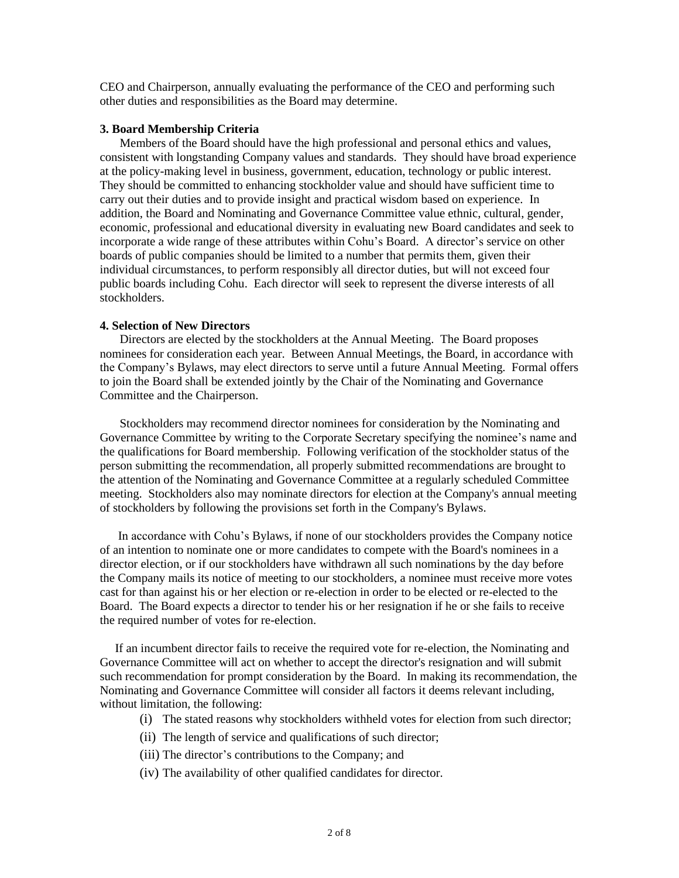CEO and Chairperson, annually evaluating the performance of the CEO and performing such other duties and responsibilities as the Board may determine.

**3. Board Membership Criteria**

Members of the Board should have the high professional and personal ethics and values, consistent with longstanding Company values and standards. They should have broad experience at the policy-making level in business, government, education, technology or public interest. They should be committed to enhancing stockholder value and should have sufficient time to carry out their duties and to provide insight and practical wisdom based on experience. In addition, the Board and Nominating and Governance Committee value ethnic, cultural, gender, economic, professional and educational diversity in evaluating new Board candidates and seek to incorporate a wide range of these attributes within Cohu's Board. A director's service on other boards of public companies should be limited to a number that permits them, given their individual circumstances, to perform responsibly all director duties, but will not exceed four public boards including Cohu. Each director will seek to represent the diverse interests of all stockholders.

**4. Selection of New Directors**

Directors are elected by the stockholders at the Annual Meeting. The Board proposes nominees for consideration each year. Between Annual Meetings, the Board, in accordance with the Company's Bylaws, may elect directors to serve until a future Annual Meeting. Formal offers to join the Board shall be extended jointly by the Chair of the Nominating and Governance Committee and the Chairperson.

Stockholders may recommend director nominees for consideration by the Nominating and Governance Committee by writing to the Corporate Secretary specifying the nominee's name and the qualifications for Board membership. Following verification of the stockholder status of the person submitting the recommendation, all properly submitted recommendations are brought to the attention of the Nominating and Governance Committee at a regularly scheduled Committee meeting. Stockholders also may nominate directors for election at the Company's annual meeting of stockholders by following the provisions set forth in the Company's Bylaws.

In accordance with Cohu's Bylaws, if none of our stockholders provides the Company notice of an intention to nominate one or more candidates to compete with the Board's nominees in a director election, or if our stockholders have withdrawn all such nominations by the day before the Company mails its notice of meeting to our stockholders, a nominee must receive more votes cast for than against his or her election or re-election in order to be elected or re-elected to the Board. The Board expects a director to tender his or her resignation if he or she fails to receive the required number of votes for re-election.

If an incumbent director fails to receive the required vote for re-election, the Nominating and Governance Committee will act on whether to accept the director's resignation and will submit such recommendation for prompt consideration by the Board. In making its recommendation, the Nominating and Governance Committee will consider all factors it deems relevant including, without limitation, the following:

(i) The stated reasons why stockholders withheld votes for election from such director;

(ii) The length of service and qualifications of such director;

(iii) The director's contributions to the Company; and

(iv) The availability of other qualified candidates for director.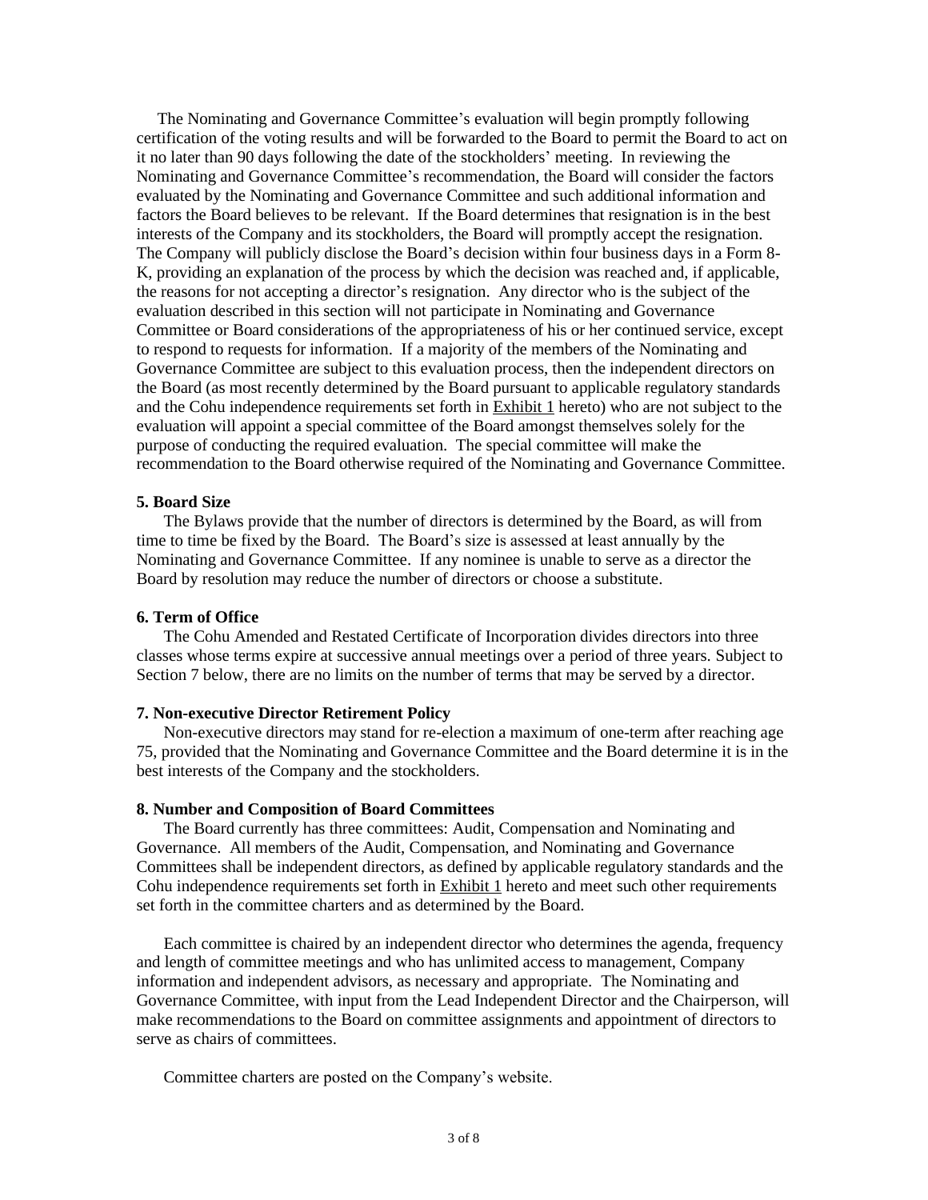The Nominating and Governance Committee's evaluation will begin promptly following certification of the voting results and will be forwarded to the Board to permit the Board to act on it no later than 90 days following the date of the stockholders' meeting. In reviewing the Nominating and Governance Committee's recommendation, the Board will consider the factors evaluated by the Nominating and Governance Committee and such additional information and factors the Board believes to be relevant. If the Board determines that resignation is in the best interests of the Company and its stockholders, the Board will promptly accept the resignation. The Company will publicly disclose the Board's decision within four business days in a Form 8-K, providing an explanation of the process by which the decision was reached and, if applicable, the reasons for not accepting a director's resignation. Any director who is the subject of the evaluation described in this section will not participate in Nominating and Governance Committee or Board considerations of the appropriateness of his or her continued service, except to respond to requests for information. If a majority of the members of the Nominating and Governance Committee are subject to this evaluation process, then the independent directors on the Board (as most recently determined by the Board pursuant to applicable regulatory standards and the Cohu independence requirements set forth in Exhibit 1 hereto) who are not subject to the evaluation will appoint a special committee of the Board amongst themselves solely for the purpose of conducting the required evaluation. The special committee will make the recommendation to the Board otherwise required of the Nominating and Governance Committee.

**5. Board Size**

The Bylaws provide that the number of directors is determined by the Board, as will from time to time be fixed by the Board. The Board's size is assessed at least annually by the Nominating and Governance Committee. If any nominee is unable to serve as a director the Board by resolution may reduce the number of directors or choose a substitute.

**6. Term of Office**

The Cohu Amended and Restated Certificate of Incorporation divides directors into three classes whose terms expire at successive annual meetings over a period of three years. Subject to Section 7 below, there are no limits on the number of terms that may be served by a director.

**7. Non-executive Director Retirement Policy**

Non-executive directors may stand for re-election a maximum of one-term after reaching age 75, provided that the Nominating and Governance Committee and the Board determine it is in the best interests of the Company and the stockholders.

**8. Number and Composition of Board Committees**

The Board currently has three committees: Audit, Compensation and Nominating and Governance. All members of the Audit, Compensation, and Nominating and Governance Committees shall be independent directors, as defined by applicable regulatory standards and the Cohu independence requirements set forth in Exhibit 1 hereto and meet such other requirements set forth in the committee charters and as determined by the Board.

Each committee is chaired by an independent director who determines the agenda, frequency and length of committee meetings and who has unlimited access to management, Company information and independent advisors, as necessary and appropriate. The Nominating and Governance Committee, with input from the Lead Independent Director and the Chairperson, will make recommendations to the Board on committee assignments and appointment of directors to serve as chairs of committees.

Committee charters are posted on the Company's website.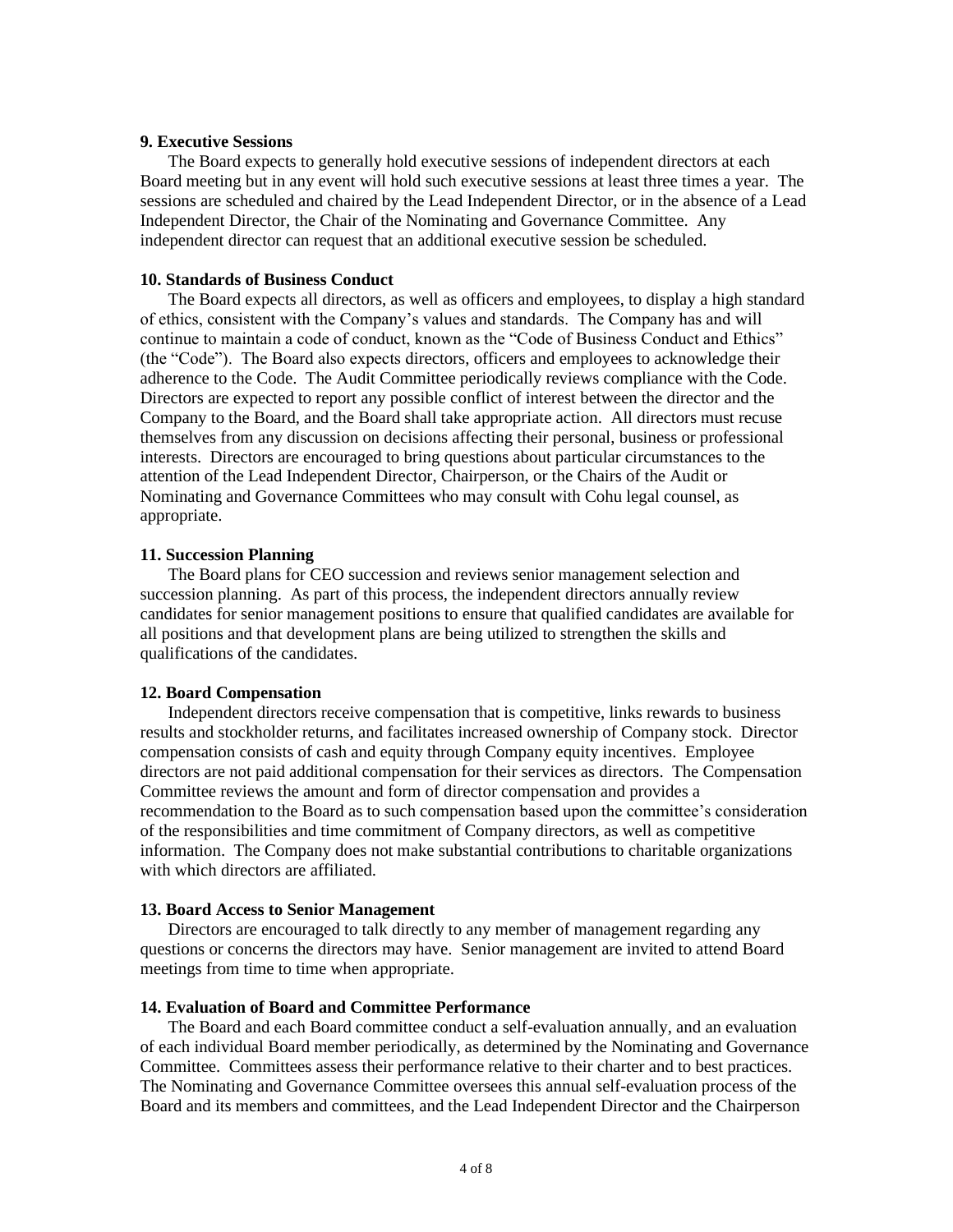**9. Executive Sessions**

The Board expects to generally hold executive sessions of independent directors at each Board meeting but in any event will hold such executive sessions at least three times a year. The sessions are scheduled and chaired by the Lead Independent Director, or in the absence of a Lead Independent Director, the Chair of the Nominating and Governance Committee. Any independent director can request that an additional executive session be scheduled.

**10. Standards of Business Conduct**

The Board expects all directors, as well as officers and employees, to display a high standard of ethics, consistent with the Company's values and standards. The Company has and will continue to maintain a code of conduct, known as the "Code of Business Conduct and Ethics" (the "Code"). The Board also expects directors, officers and employees to acknowledge their adherence to the Code. The Audit Committee periodically reviews compliance with the Code. Directors are expected to report any possible conflict of interest between the director and the Company to the Board, and the Board shall take appropriate action. All directors must recuse themselves from any discussion on decisions affecting their personal, business or professional interests. Directors are encouraged to bring questions about particular circumstances to the attention of the Lead Independent Director, Chairperson, or the Chairs of the Audit or Nominating and Governance Committees who may consult with Cohu legal counsel, as appropriate.

**11. Succession Planning**

The Board plans for CEO succession and reviews senior management selection and succession planning. As part of this process, the independent directors annually review candidates for senior management positions to ensure that qualified candidates are available for all positions and that development plans are being utilized to strengthen the skills and qualifications of the candidates.

**12. Board Compensation**

Independent directors receive compensation that is competitive, links rewards to business results and stockholder returns, and facilitates increased ownership of Company stock. Director compensation consists of cash and equity through Company equity incentives. Employee directors are not paid additional compensation for their services as directors. The Compensation Committee reviews the amount and form of director compensation and provides a recommendation to the Board as to such compensation based upon the committee's consideration of the responsibilities and time commitment of Company directors, as well as competitive information. The Company does not make substantial contributions to charitable organizations with which directors are affiliated.

**13. Board Access to Senior Management**

Directors are encouraged to talk directly to any member of management regarding any questions or concerns the directors may have. Senior management are invited to attend Board meetings from time to time when appropriate.

**14. Evaluation of Board and Committee Performance**

The Board and each Board committee conduct a self-evaluation annually, and an evaluation of each individual Board member periodically, as determined by the Nominating and Governance Committee. Committees assess their performance relative to their charter and to best practices. The Nominating and Governance Committee oversees this annual self-evaluation process of the Board and its members and committees, and the Lead Independent Director and the Chairperson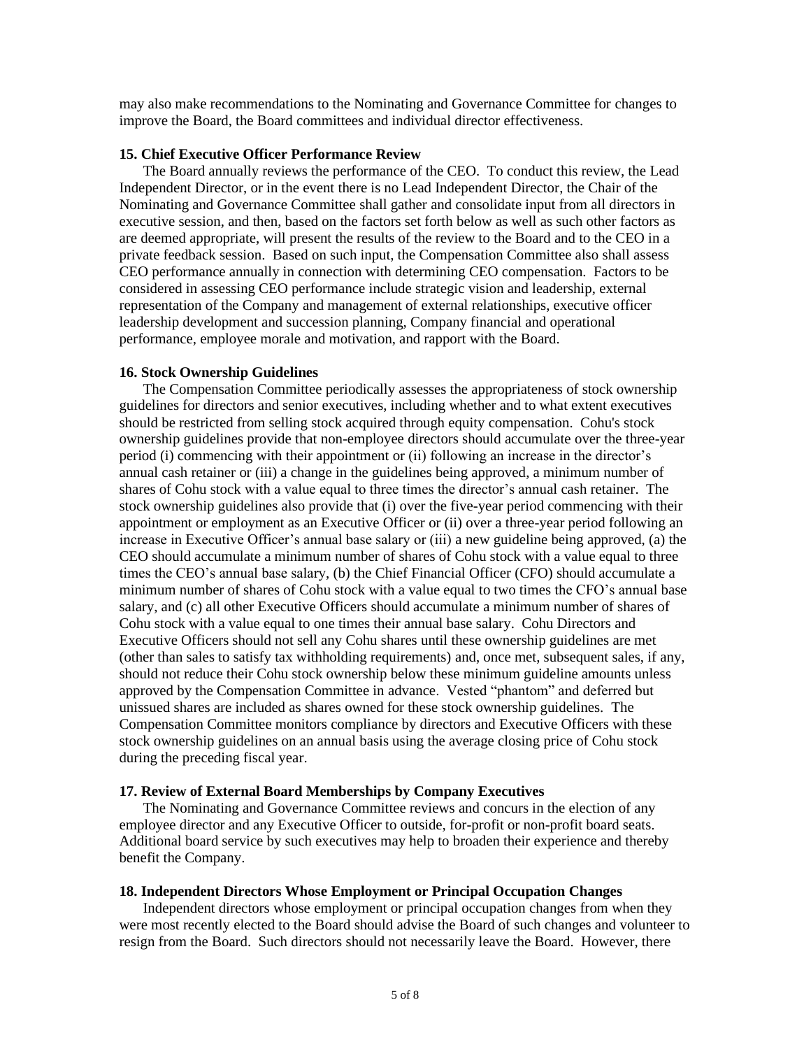may also make recommendations to the Nominating and Governance Committee for changes to improve the Board, the Board committees and individual director effectiveness.

**15. Chief Executive Officer Performance Review**

The Board annually reviews the performance of the CEO. To conduct this review, the Lead Independent Director, or in the event there is no Lead Independent Director, the Chair of the Nominating and Governance Committee shall gather and consolidate input from all directors in executive session, and then, based on the factors set forth below as well as such other factors as are deemed appropriate, will present the results of the review to the Board and to the CEO in a private feedback session. Based on such input, the Compensation Committee also shall assess CEO performance annually in connection with determining CEO compensation. Factors to be considered in assessing CEO performance include strategic vision and leadership, external representation of the Company and management of external relationships, executive officer leadership development and succession planning, Company financial and operational performance, employee morale and motivation, and rapport with the Board.

**16. Stock Ownership Guidelines**

The Compensation Committee periodically assesses the appropriateness of stock ownership guidelines for directors and senior executives, including whether and to what extent executives should be restricted from selling stock acquired through equity compensation. Cohu's stock ownership guidelines provide that non-employee directors should accumulate over the three-year period (i) commencing with their appointment or (ii) following an increase in the director's annual cash retainer or (iii) a change in the guidelines being approved, a minimum number of shares of Cohu stock with a value equal to three times the director's annual cash retainer. The stock ownership guidelines also provide that (i) over the five-year period commencing with their appointment or employment as an Executive Officer or (ii) over a three-year period following an increase in Executive Officer's annual base salary or (iii) a new guideline being approved, (a) the CEO should accumulate a minimum number of shares of Cohu stock with a value equal to three times the CEO's annual base salary, (b) the Chief Financial Officer (CFO) should accumulate a minimum number of shares of Cohu stock with a value equal to two times the CFO's annual base salary, and (c) all other Executive Officers should accumulate a minimum number of shares of Cohu stock with a value equal to one times their annual base salary. Cohu Directors and Executive Officers should not sell any Cohu shares until these ownership guidelines are met (other than sales to satisfy tax withholding requirements) and, once met, subsequent sales, if any, should not reduce their Cohu stock ownership below these minimum guideline amounts unless approved by the Compensation Committee in advance. Vested "phantom" and deferred but unissued shares are included as shares owned for these stock ownership guidelines. The Compensation Committee monitors compliance by directors and Executive Officers with these stock ownership guidelines on an annual basis using the average closing price of Cohu stock during the preceding fiscal year.

**17. Review of External Board Memberships by Company Executives**

The Nominating and Governance Committee reviews and concurs in the election of any employee director and any Executive Officer to outside, for-profit or non-profit board seats. Additional board service by such executives may help to broaden their experience and thereby benefit the Company.

**18. Independent Directors Whose Employment or Principal Occupation Changes**

Independent directors whose employment or principal occupation changes from when they were most recently elected to the Board should advise the Board of such changes and volunteer to resign from the Board. Such directors should not necessarily leave the Board. However, there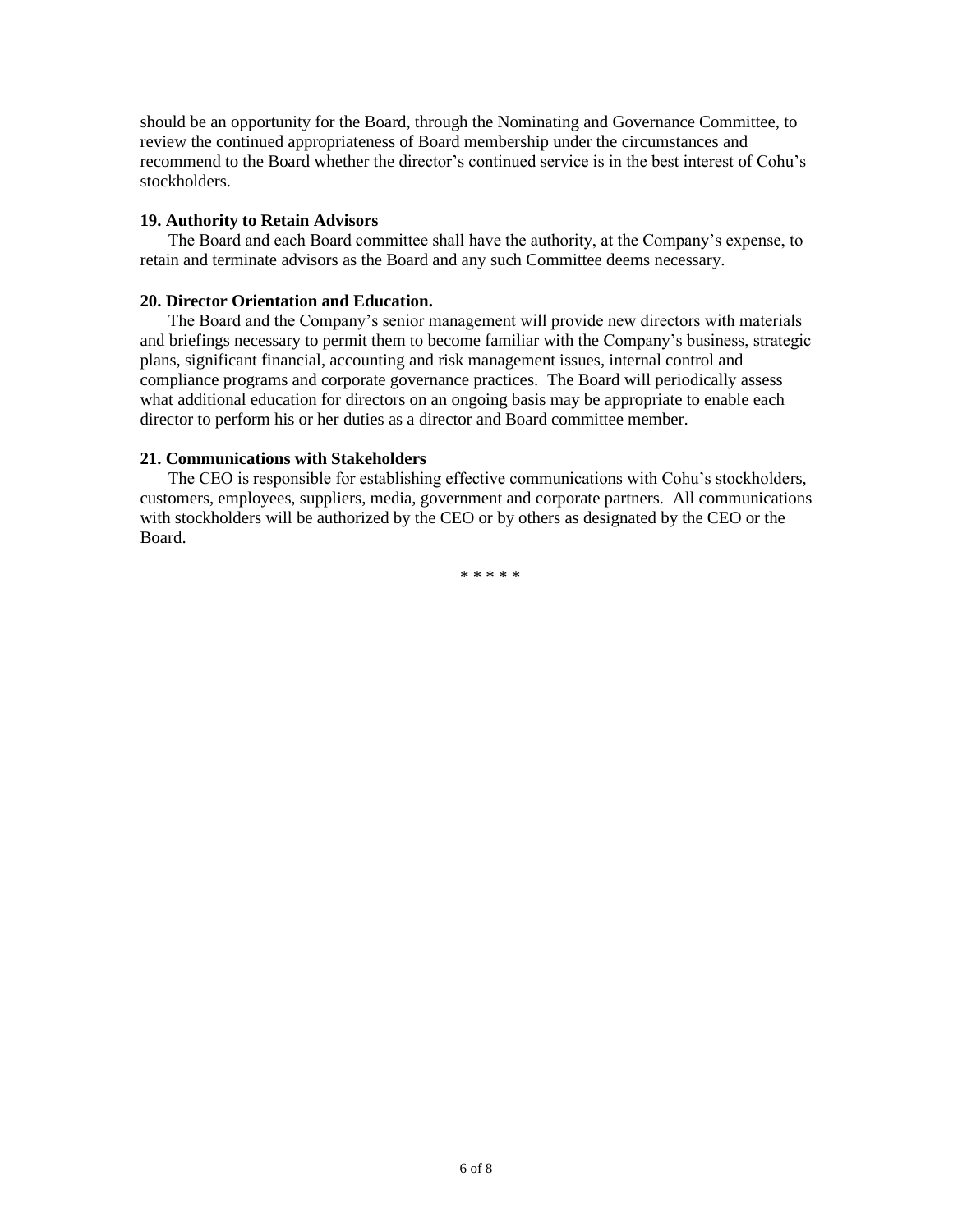should be an opportunity for the Board, through the Nominating and Governance Committee, to review the continued appropriateness of Board membership under the circumstances and recommend to the Board whether the director's continued service is in the best interest of Cohu's stockholders.

**19. Authority to Retain Advisors**

The Board and each Board committee shall have the authority, at the Company's expense, to retain and terminate advisors as the Board and any such Committee deems necessary.

**20. Director Orientation and Education.**

The Board and the Company's senior management will provide new directors with materials and briefings necessary to permit them to become familiar with the Company's business, strategic plans, significant financial, accounting and risk management issues, internal control and compliance programs and corporate governance practices. The Board will periodically assess what additional education for directors on an ongoing basis may be appropriate to enable each director to perform his or her duties as a director and Board committee member.

**21. Communications with Stakeholders**

The CEO is responsible for establishing effective communications with Cohu's stockholders, customers, employees, suppliers, media, government and corporate partners. All communications with stockholders will be authorized by the CEO or by others as designated by the CEO or the Board.

\* \* \* \* \*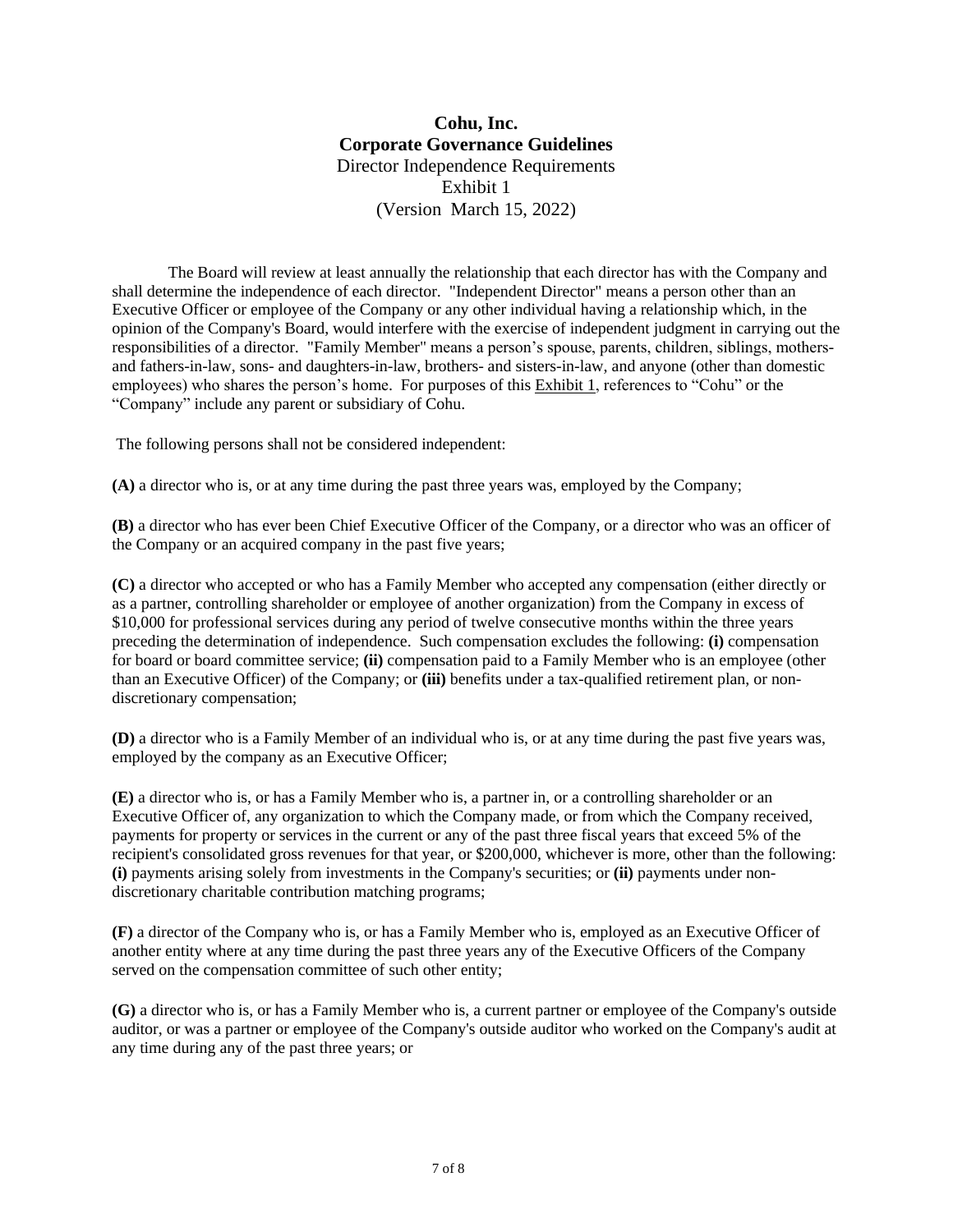# Cohu, Inc.
## Corporate Governance Guidelines
### Director Independence Requirements
### Exhibit 1
### (Version March 15, 2022)

The Board will review at least annually the relationship that each director has with the Company and shall determine the independence of each director. "Independent Director" means a person other than an Executive Officer or employee of the Company or any other individual having a relationship which, in the opinion of the Company's Board, would interfere with the exercise of independent judgment in carrying out the responsibilities of a director. "Family Member" means a person's spouse, parents, children, siblings, mothers- and fathers-in-law, sons- and daughters-in-law, brothers- and sisters-in-law, and anyone (other than domestic employees) who shares the person's home. For purposes of this Exhibit 1, references to "Cohu" or the "Company" include any parent or subsidiary of Cohu.

The following persons shall not be considered independent:

**(A)** a director who is, or at any time during the past three years was, employed by the Company;

**(B)** a director who has ever been Chief Executive Officer of the Company, or a director who was an officer of the Company or an acquired company in the past five years;

**(C)** a director who accepted or who has a Family Member who accepted any compensation (either directly or as a partner, controlling shareholder or employee of another organization) from the Company in excess of $10,000 for professional services during any period of twelve consecutive months within the three years preceding the determination of independence. Such compensation excludes the following: **(i)** compensation for board or board committee service; **(ii)** compensation paid to a Family Member who is an employee (other than an Executive Officer) of the Company; or **(iii)** benefits under a tax-qualified retirement plan, or non-discretionary compensation;

**(D)** a director who is a Family Member of an individual who is, or at any time during the past five years was, employed by the company as an Executive Officer;

**(E)** a director who is, or has a Family Member who is, a partner in, or a controlling shareholder or an Executive Officer of, any organization to which the Company made, or from which the Company received, payments for property or services in the current or any of the past three fiscal years that exceed 5% of the recipient's consolidated gross revenues for that year, or $200,000, whichever is more, other than the following: **(i)** payments arising solely from investments in the Company's securities; or **(ii)** payments under non-discretionary charitable contribution matching programs;

**(F)** a director of the Company who is, or has a Family Member who is, employed as an Executive Officer of another entity where at any time during the past three years any of the Executive Officers of the Company served on the compensation committee of such other entity;

**(G)** a director who is, or has a Family Member who is, a current partner or employee of the Company's outside auditor, or was a partner or employee of the Company's outside auditor who worked on the Company's audit at any time during any of the past three years; or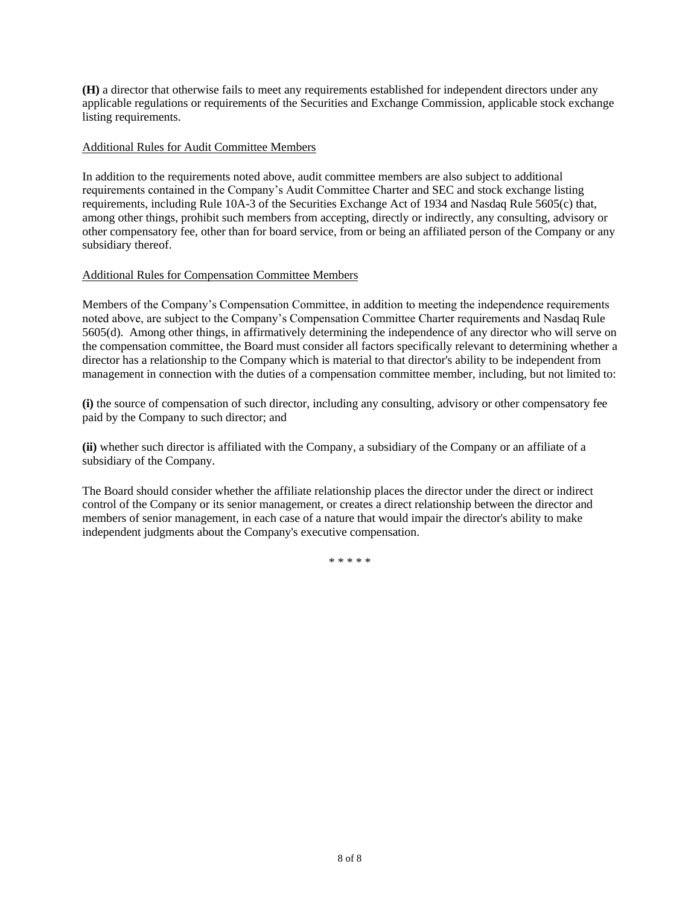**(H)** a director that otherwise fails to meet any requirements established for independent directors under any applicable regulations or requirements of the Securities and Exchange Commission, applicable stock exchange listing requirements.

Additional Rules for Audit Committee Members

In addition to the requirements noted above, audit committee members are also subject to additional requirements contained in the Company's Audit Committee Charter and SEC and stock exchange listing requirements, including Rule 10A-3 of the Securities Exchange Act of 1934 and Nasdaq Rule 5605(c) that, among other things, prohibit such members from accepting, directly or indirectly, any consulting, advisory or other compensatory fee, other than for board service, from or being an affiliated person of the Company or any subsidiary thereof.

Additional Rules for Compensation Committee Members

Members of the Company's Compensation Committee, in addition to meeting the independence requirements noted above, are subject to the Company's Compensation Committee Charter requirements and Nasdaq Rule 5605(d). Among other things, in affirmatively determining the independence of any director who will serve on the compensation committee, the Board must consider all factors specifically relevant to determining whether a director has a relationship to the Company which is material to that director's ability to be independent from management in connection with the duties of a compensation committee member, including, but not limited to:

**(i)** the source of compensation of such director, including any consulting, advisory or other compensatory fee paid by the Company to such director; and

**(ii)** whether such director is affiliated with the Company, a subsidiary of the Company or an affiliate of a subsidiary of the Company.

The Board should consider whether the affiliate relationship places the director under the direct or indirect control of the Company or its senior management, or creates a direct relationship between the director and members of senior management, in each case of a nature that would impair the director's ability to make independent judgments about the Company's executive compensation.

* * * * *